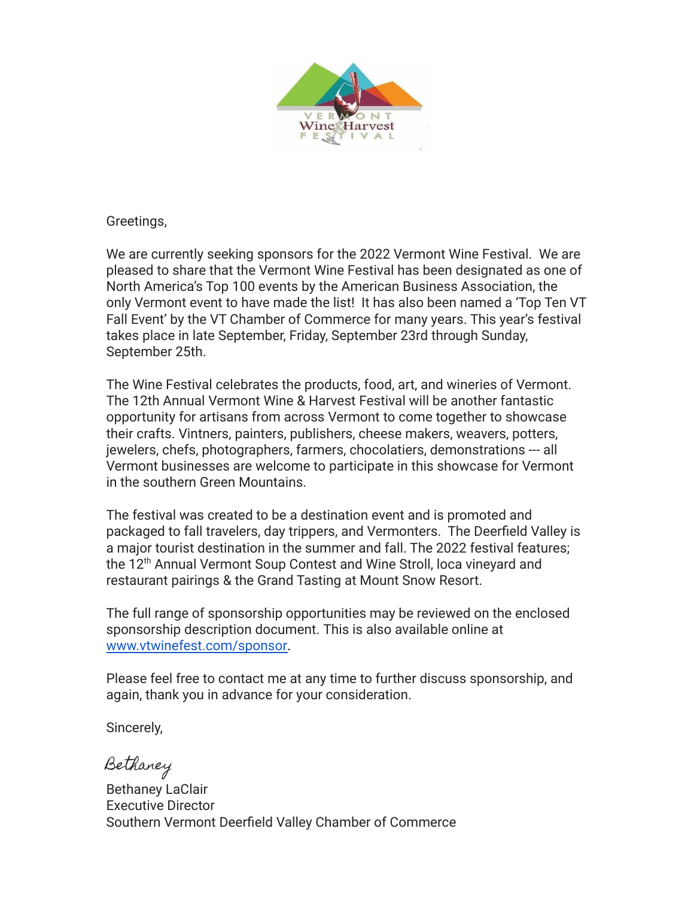VERMONT Wine & Harvest FESTIVAL

Greetings,

We are currently seeking sponsors for the 2022 Vermont Wine Festival. We are pleased to share that the Vermont Wine Festival has been designated as one of North America's Top 100 events by the American Business Association, the only Vermont event to have made the list! It has also been named a 'Top Ten VT Fall Event' by the VT Chamber of Commerce for many years. This year's festival takes place in late September, Friday, September 23rd through Sunday, September 25th.

The Wine Festival celebrates the products, food, art, and wineries of Vermont. The 12th Annual Vermont Wine & Harvest Festival will be another fantastic opportunity for artisans from across Vermont to come together to showcase their crafts. Vintners, painters, publishers, cheese makers, weavers, potters, jewelers, chefs, photographers, farmers, chocolatiers, demonstrations --- all Vermont businesses are welcome to participate in this showcase for Vermont in the southern Green Mountains.

The festival was created to be a destination event and is promoted and packaged to fall travelers, day trippers, and Vermonters. The Deerfield Valley is a major tourist destination in the summer and fall. The 2022 festival features; the 12th Annual Vermont Soup Contest and Wine Stroll, loca vineyard and restaurant pairings & the Grand Tasting at Mount Snow Resort.

The full range of sponsorship opportunities may be reviewed on the enclosed sponsorship description document. This is also available online at [www.vtwinefest.com/sponsor](http://www.vtwinefest.com/sponsor).

Please feel free to contact me at any time to further discuss sponsorship, and again, thank you in advance for your consideration.

Sincerely,

*Bethaney*

Bethaney LaClair
Executive Director
Southern Vermont Deerfield Valley Chamber of Commerce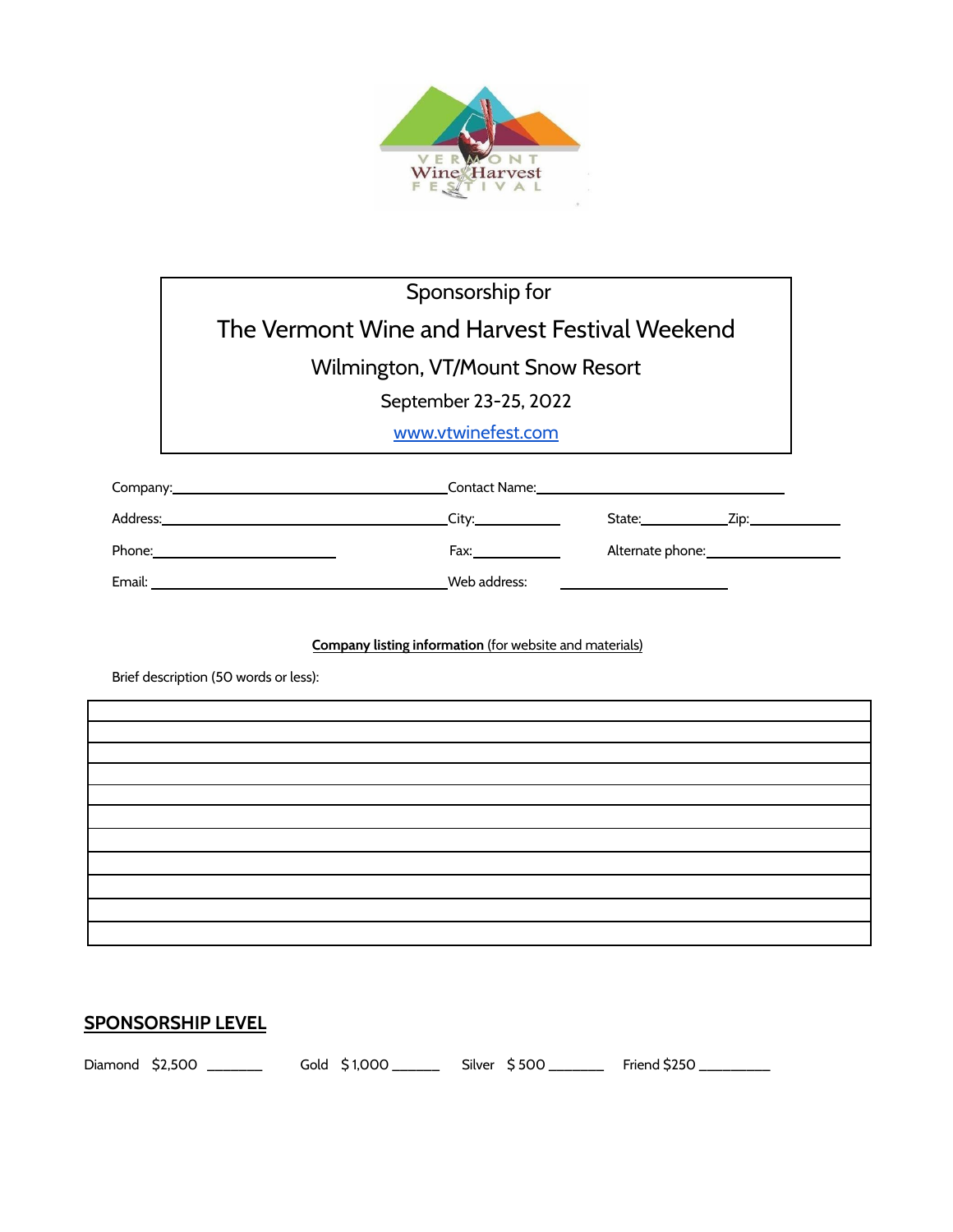Sponsorship for

# The Vermont Wine and Harvest Festival Weekend

Wilmington, VT/Mount Snow Resort

September 23-25, 2022

www.vtwinefest.com

Company:\_\_\_\_\_\_\_\_\_\_\_\_\_\_\_\_\_\_\_\_\_\_\_\_\_\_\_\_\_\_\_\_\_\_ Contact Name:\_\_\_\_\_\_\_\_\_\_\_\_\_\_\_\_\_\_\_\_\_\_\_\_\_\_\_\_\_\_

Address:\_\_\_\_\_\_\_\_\_\_\_\_\_\_\_\_\_\_\_\_\_\_\_\_\_\_\_\_\_\_\_\_\_\_ City:\_\_\_\_\_\_\_\_\_\_ State:\_\_\_\_\_\_\_\_\_ Zip:\_\_\_\_\_\_\_\_\_\_

Phone:\_\_\_\_\_\_\_\_\_\_\_\_\_\_\_\_\_\_\_\_\_\_ Fax:\_\_\_\_\_\_\_\_\_\_ Alternate phone:\_\_\_\_\_\_\_\_\_\_\_\_\_\_\_\_

Email: \_\_\_\_\_\_\_\_\_\_\_\_\_\_\_\_\_\_\_\_\_\_\_\_\_\_\_\_\_\_\_\_\_\_\_ Web address: \_\_\_\_\_\_\_\_\_\_\_\_\_\_\_\_\_\_\_\_

**Company listing information** (for website and materials)

Brief description (50 words or less):

| |
|---|
| |
| |
| |
| |
| |
| |
| |
| |
| |
| |

## SPONSORSHIP LEVEL

Diamond $2,500 \_\_\_\_\_\_\_ Gold $ 1,000 \_\_\_\_\_\_ Silver $ 500 \_\_\_\_\_\_\_ Friend $250 \_\_\_\_\_\_\_\_\_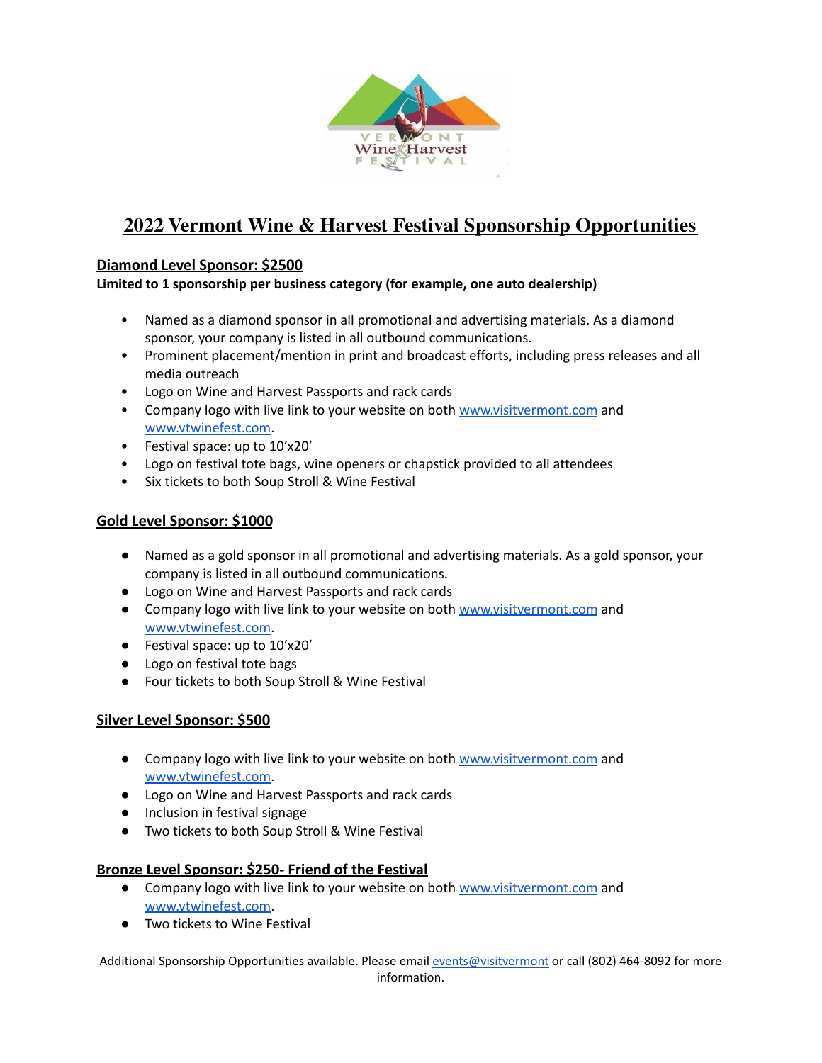# 2022 Vermont Wine & Harvest Festival Sponsorship Opportunities

## Diamond Level Sponsor: $2500

**Limited to 1 sponsorship per business category (for example, one auto dealership)**

- Named as a diamond sponsor in all promotional and advertising materials. As a diamond sponsor, your company is listed in all outbound communications.
- Prominent placement/mention in print and broadcast efforts, including press releases and all media outreach
- Logo on Wine and Harvest Passports and rack cards
- Company logo with live link to your website on both www.visitvermont.com and www.vtwinefest.com.
- Festival space: up to 10'x20'
- Logo on festival tote bags, wine openers or chapstick provided to all attendees
- Six tickets to both Soup Stroll & Wine Festival

## Gold Level Sponsor: $1000

- Named as a gold sponsor in all promotional and advertising materials. As a gold sponsor, your company is listed in all outbound communications.
- Logo on Wine and Harvest Passports and rack cards
- Company logo with live link to your website on both www.visitvermont.com and www.vtwinefest.com.
- Festival space: up to 10'x20'
- Logo on festival tote bags
- Four tickets to both Soup Stroll & Wine Festival

## Silver Level Sponsor: $500

- Company logo with live link to your website on both www.visitvermont.com and www.vtwinefest.com.
- Logo on Wine and Harvest Passports and rack cards
- Inclusion in festival signage
- Two tickets to both Soup Stroll & Wine Festival

## Bronze Level Sponsor: $250- Friend of the Festival

- Company logo with live link to your website on both www.visitvermont.com and www.vtwinefest.com.
- Two tickets to Wine Festival

Additional Sponsorship Opportunities available. Please email events@visitvermont or call (802) 464-8092 for more information.